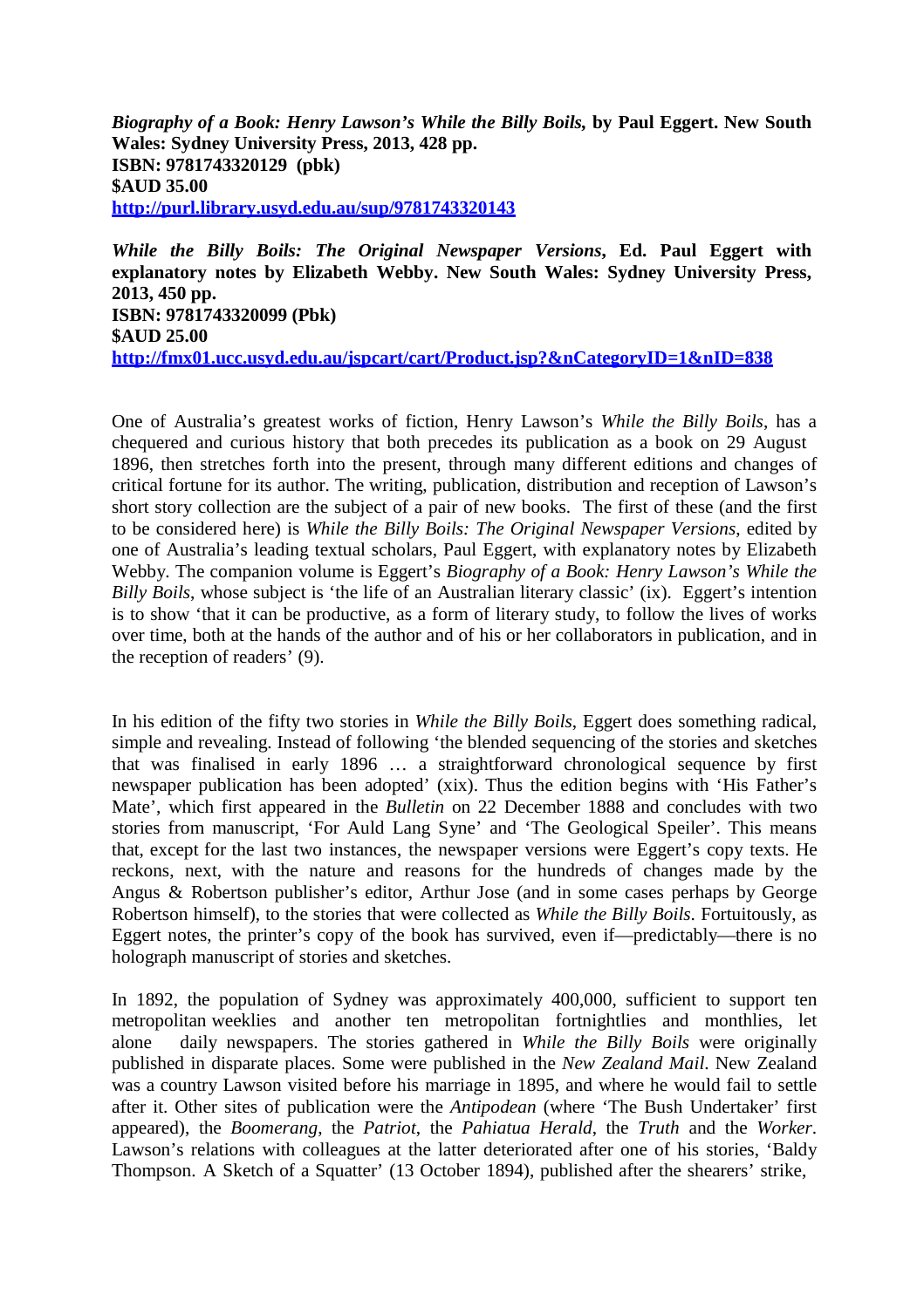***Biography of a Book: Henry Lawson's While the Billy Boils*, by Paul Eggert. New South Wales: Sydney University Press, 2013, 428 pp.**
**ISBN: 9781743320129 (pbk)**
**$AUD 35.00**
**[http://purl.library.usyd.edu.au/sup/9781743320143](http://purl.library.usyd.edu.au/sup/9781743320143)**

***While the Billy Boils: The Original Newspaper Versions*, Ed. Paul Eggert with explanatory notes by Elizabeth Webby. New South Wales: Sydney University Press, 2013, 450 pp.**
**ISBN: 9781743320099 (Pbk)**
**$AUD 25.00**
**[http://fmx01.ucc.usyd.edu.au/jspcart/cart/Product.jsp?&nCategoryID=1&nID=838](http://fmx01.ucc.usyd.edu.au/jspcart/cart/Product.jsp?&nCategoryID=1&nID=838)**

One of Australia's greatest works of fiction, Henry Lawson's *While the Billy Boils*, has a chequered and curious history that both precedes its publication as a book on 29 August 1896, then stretches forth into the present, through many different editions and changes of critical fortune for its author. The writing, publication, distribution and reception of Lawson's short story collection are the subject of a pair of new books. The first of these (and the first to be considered here) is *While the Billy Boils: The Original Newspaper Versions*, edited by one of Australia's leading textual scholars, Paul Eggert, with explanatory notes by Elizabeth Webby. The companion volume is Eggert's *Biography of a Book: Henry Lawson's While the Billy Boils*, whose subject is 'the life of an Australian literary classic' (ix). Eggert's intention is to show 'that it can be productive, as a form of literary study, to follow the lives of works over time, both at the hands of the author and of his or her collaborators in publication, and in the reception of readers' (9).

In his edition of the fifty two stories in *While the Billy Boils*, Eggert does something radical, simple and revealing. Instead of following 'the blended sequencing of the stories and sketches that was finalised in early 1896 … a straightforward chronological sequence by first newspaper publication has been adopted' (xix). Thus the edition begins with 'His Father's Mate', which first appeared in the *Bulletin* on 22 December 1888 and concludes with two stories from manuscript, 'For Auld Lang Syne' and 'The Geological Speiler'. This means that, except for the last two instances, the newspaper versions were Eggert's copy texts. He reckons, next, with the nature and reasons for the hundreds of changes made by the Angus & Robertson publisher's editor, Arthur Jose (and in some cases perhaps by George Robertson himself), to the stories that were collected as *While the Billy Boils*. Fortuitously, as Eggert notes, the printer's copy of the book has survived, even if—predictably—there is no holograph manuscript of stories and sketches.

In 1892, the population of Sydney was approximately 400,000, sufficient to support ten metropolitan weeklies and another ten metropolitan fortnightlies and monthlies, let alone daily newspapers. The stories gathered in *While the Billy Boils* were originally published in disparate places. Some were published in the *New Zealand Mail*. New Zealand was a country Lawson visited before his marriage in 1895, and where he would fail to settle after it. Other sites of publication were the *Antipodean* (where 'The Bush Undertaker' first appeared), the *Boomerang*, the *Patriot*, the *Pahiatua Herald*, the *Truth* and the *Worker*. Lawson's relations with colleagues at the latter deteriorated after one of his stories, 'Baldy Thompson. A Sketch of a Squatter' (13 October 1894), published after the shearers' strike,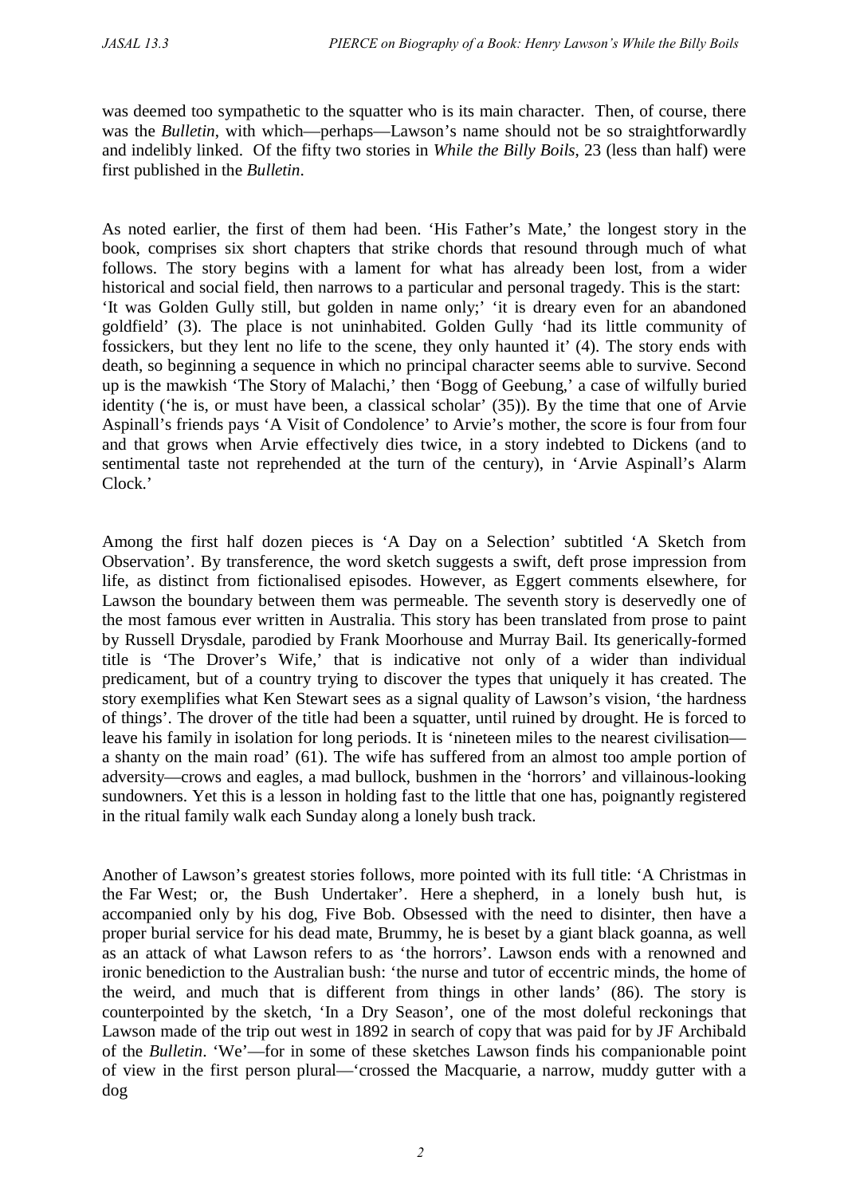was deemed too sympathetic to the squatter who is its main character. Then, of course, there was the *Bulletin*, with which—perhaps—Lawson's name should not be so straightforwardly and indelibly linked. Of the fifty two stories in *While the Billy Boils*, 23 (less than half) were first published in the *Bulletin*.

As noted earlier, the first of them had been. 'His Father's Mate,' the longest story in the book, comprises six short chapters that strike chords that resound through much of what follows. The story begins with a lament for what has already been lost, from a wider historical and social field, then narrows to a particular and personal tragedy. This is the start: 'It was Golden Gully still, but golden in name only;' 'it is dreary even for an abandoned goldfield' (3). The place is not uninhabited. Golden Gully 'had its little community of fossickers, but they lent no life to the scene, they only haunted it' (4). The story ends with death, so beginning a sequence in which no principal character seems able to survive. Second up is the mawkish 'The Story of Malachi,' then 'Bogg of Geebung,' a case of wilfully buried identity ('he is, or must have been, a classical scholar' (35)). By the time that one of Arvie Aspinall's friends pays 'A Visit of Condolence' to Arvie's mother, the score is four from four and that grows when Arvie effectively dies twice, in a story indebted to Dickens (and to sentimental taste not reprehended at the turn of the century), in 'Arvie Aspinall's Alarm Clock.'

Among the first half dozen pieces is 'A Day on a Selection' subtitled 'A Sketch from Observation'. By transference, the word sketch suggests a swift, deft prose impression from life, as distinct from fictionalised episodes. However, as Eggert comments elsewhere, for Lawson the boundary between them was permeable. The seventh story is deservedly one of the most famous ever written in Australia. This story has been translated from prose to paint by Russell Drysdale, parodied by Frank Moorhouse and Murray Bail. Its generically-formed title is 'The Drover's Wife,' that is indicative not only of a wider than individual predicament, but of a country trying to discover the types that uniquely it has created. The story exemplifies what Ken Stewart sees as a signal quality of Lawson's vision, 'the hardness of things'. The drover of the title had been a squatter, until ruined by drought. He is forced to leave his family in isolation for long periods. It is 'nineteen miles to the nearest civilisation—a shanty on the main road' (61). The wife has suffered from an almost too ample portion of adversity—crows and eagles, a mad bullock, bushmen in the 'horrors' and villainous-looking sundowners. Yet this is a lesson in holding fast to the little that one has, poignantly registered in the ritual family walk each Sunday along a lonely bush track.

Another of Lawson's greatest stories follows, more pointed with its full title: 'A Christmas in the Far West; or, the Bush Undertaker'. Here a shepherd, in a lonely bush hut, is accompanied only by his dog, Five Bob. Obsessed with the need to disinter, then have a proper burial service for his dead mate, Brummy, he is beset by a giant black goanna, as well as an attack of what Lawson refers to as 'the horrors'. Lawson ends with a renowned and ironic benediction to the Australian bush: 'the nurse and tutor of eccentric minds, the home of the weird, and much that is different from things in other lands' (86). The story is counterpointed by the sketch, 'In a Dry Season', one of the most doleful reckonings that Lawson made of the trip out west in 1892 in search of copy that was paid for by JF Archibald of the *Bulletin*. 'We'—for in some of these sketches Lawson finds his companionable point of view in the first person plural—'crossed the Macquarie, a narrow, muddy gutter with a dog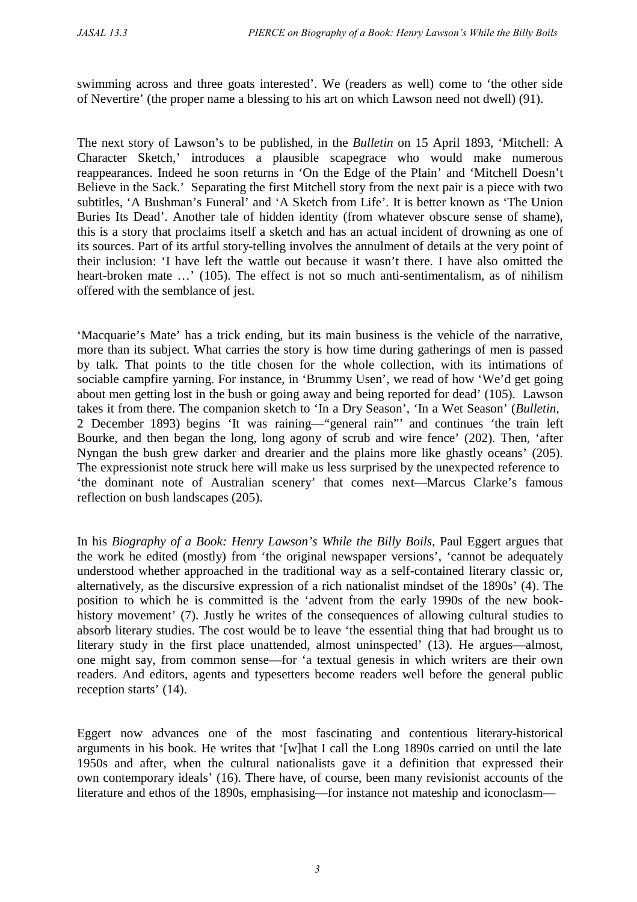swimming across and three goats interested'. We (readers as well) come to 'the other side of Nevertire' (the proper name a blessing to his art on which Lawson need not dwell) (91).

The next story of Lawson's to be published, in the *Bulletin* on 15 April 1893, 'Mitchell: A Character Sketch,' introduces a plausible scapegrace who would make numerous reappearances. Indeed he soon returns in 'On the Edge of the Plain' and 'Mitchell Doesn't Believe in the Sack.' Separating the first Mitchell story from the next pair is a piece with two subtitles, 'A Bushman's Funeral' and 'A Sketch from Life'. It is better known as 'The Union Buries Its Dead'. Another tale of hidden identity (from whatever obscure sense of shame), this is a story that proclaims itself a sketch and has an actual incident of drowning as one of its sources. Part of its artful story-telling involves the annulment of details at the very point of their inclusion: 'I have left the wattle out because it wasn't there. I have also omitted the heart-broken mate …' (105). The effect is not so much anti-sentimentalism, as of nihilism offered with the semblance of jest.

'Macquarie's Mate' has a trick ending, but its main business is the vehicle of the narrative, more than its subject. What carries the story is how time during gatherings of men is passed by talk. That points to the title chosen for the whole collection, with its intimations of sociable campfire yarning. For instance, in 'Brummy Usen', we read of how 'We'd get going about men getting lost in the bush or going away and being reported for dead' (105). Lawson takes it from there. The companion sketch to 'In a Dry Season', 'In a Wet Season' (*Bulletin*, 2 December 1893) begins 'It was raining—"general rain"' and continues 'the train left Bourke, and then began the long, long agony of scrub and wire fence' (202). Then, 'after Nyngan the bush grew darker and drearier and the plains more like ghastly oceans' (205). The expressionist note struck here will make us less surprised by the unexpected reference to 'the dominant note of Australian scenery' that comes next—Marcus Clarke's famous reflection on bush landscapes (205).

In his *Biography of a Book: Henry Lawson's While the Billy Boils*, Paul Eggert argues that the work he edited (mostly) from 'the original newspaper versions', 'cannot be adequately understood whether approached in the traditional way as a self-contained literary classic or, alternatively, as the discursive expression of a rich nationalist mindset of the 1890s' (4). The position to which he is committed is the 'advent from the early 1990s of the new book-history movement' (7). Justly he writes of the consequences of allowing cultural studies to absorb literary studies. The cost would be to leave 'the essential thing that had brought us to literary study in the first place unattended, almost uninspected' (13). He argues—almost, one might say, from common sense—for 'a textual genesis in which writers are their own readers. And editors, agents and typesetters become readers well before the general public reception starts' (14).

Eggert now advances one of the most fascinating and contentious literary-historical arguments in his book. He writes that '[w]hat I call the Long 1890s carried on until the late 1950s and after, when the cultural nationalists gave it a definition that expressed their own contemporary ideals' (16). There have, of course, been many revisionist accounts of the literature and ethos of the 1890s, emphasising—for instance not mateship and iconoclasm—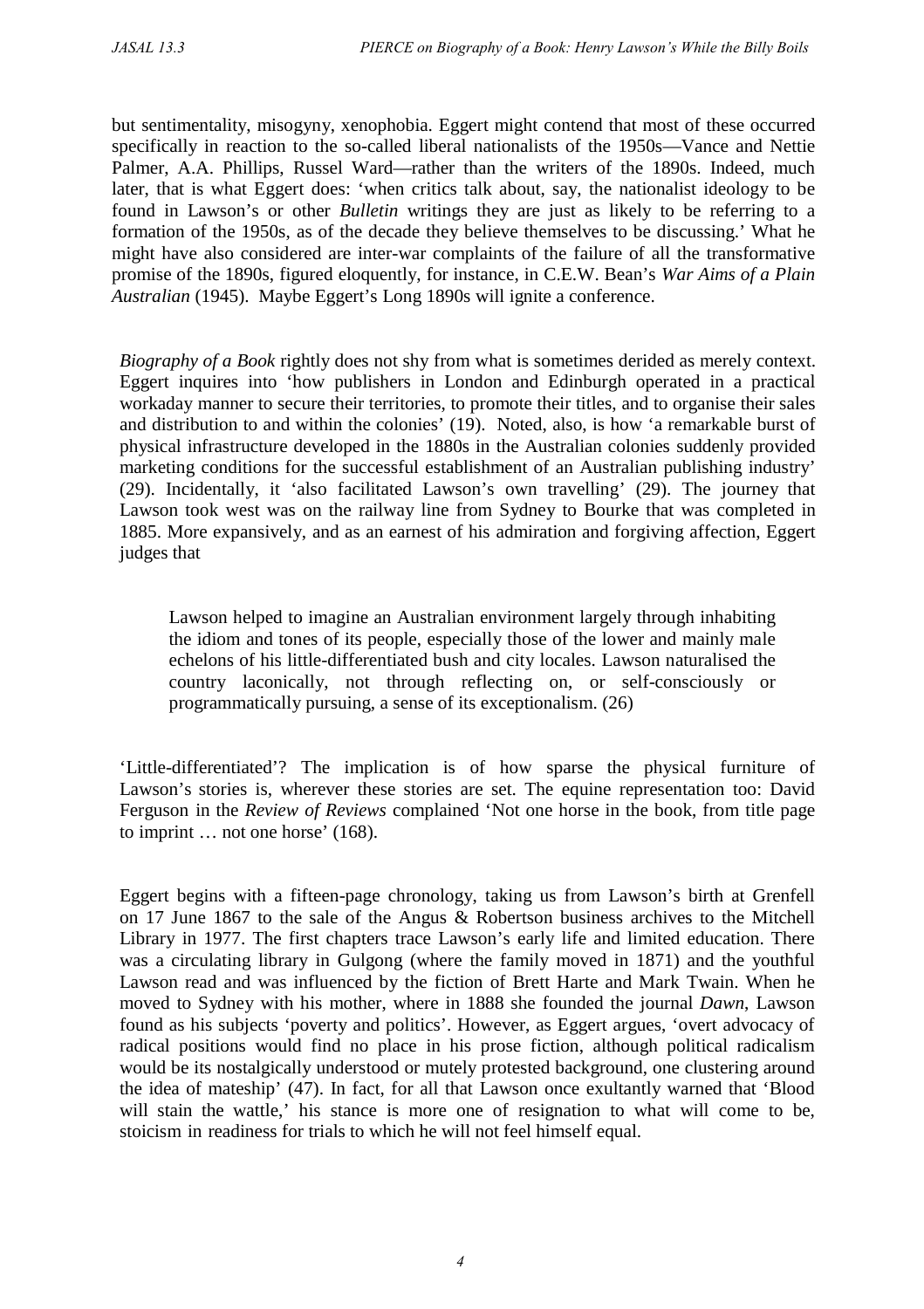but sentimentality, misogyny, xenophobia. Eggert might contend that most of these occurred specifically in reaction to the so-called liberal nationalists of the 1950s—Vance and Nettie Palmer, A.A. Phillips, Russel Ward—rather than the writers of the 1890s. Indeed, much later, that is what Eggert does: 'when critics talk about, say, the nationalist ideology to be found in Lawson's or other *Bulletin* writings they are just as likely to be referring to a formation of the 1950s, as of the decade they believe themselves to be discussing.' What he might have also considered are inter-war complaints of the failure of all the transformative promise of the 1890s, figured eloquently, for instance, in C.E.W. Bean's *War Aims of a Plain Australian* (1945). Maybe Eggert's Long 1890s will ignite a conference.

*Biography of a Book* rightly does not shy from what is sometimes derided as merely context. Eggert inquires into 'how publishers in London and Edinburgh operated in a practical workaday manner to secure their territories, to promote their titles, and to organise their sales and distribution to and within the colonies' (19). Noted, also, is how 'a remarkable burst of physical infrastructure developed in the 1880s in the Australian colonies suddenly provided marketing conditions for the successful establishment of an Australian publishing industry' (29). Incidentally, it 'also facilitated Lawson's own travelling' (29). The journey that Lawson took west was on the railway line from Sydney to Bourke that was completed in 1885. More expansively, and as an earnest of his admiration and forgiving affection, Eggert judges that

> Lawson helped to imagine an Australian environment largely through inhabiting the idiom and tones of its people, especially those of the lower and mainly male echelons of his little-differentiated bush and city locales. Lawson naturalised the country laconically, not through reflecting on, or self-consciously or programmatically pursuing, a sense of its exceptionalism. (26)

'Little-differentiated'? The implication is of how sparse the physical furniture of Lawson's stories is, wherever these stories are set. The equine representation too: David Ferguson in the *Review of Reviews* complained 'Not one horse in the book, from title page to imprint … not one horse' (168).

Eggert begins with a fifteen-page chronology, taking us from Lawson's birth at Grenfell on 17 June 1867 to the sale of the Angus & Robertson business archives to the Mitchell Library in 1977. The first chapters trace Lawson's early life and limited education. There was a circulating library in Gulgong (where the family moved in 1871) and the youthful Lawson read and was influenced by the fiction of Brett Harte and Mark Twain. When he moved to Sydney with his mother, where in 1888 she founded the journal *Dawn*, Lawson found as his subjects 'poverty and politics'. However, as Eggert argues, 'overt advocacy of radical positions would find no place in his prose fiction, although political radicalism would be its nostalgically understood or mutely protested background, one clustering around the idea of mateship' (47). In fact, for all that Lawson once exultantly warned that 'Blood will stain the wattle,' his stance is more one of resignation to what will come to be, stoicism in readiness for trials to which he will not feel himself equal.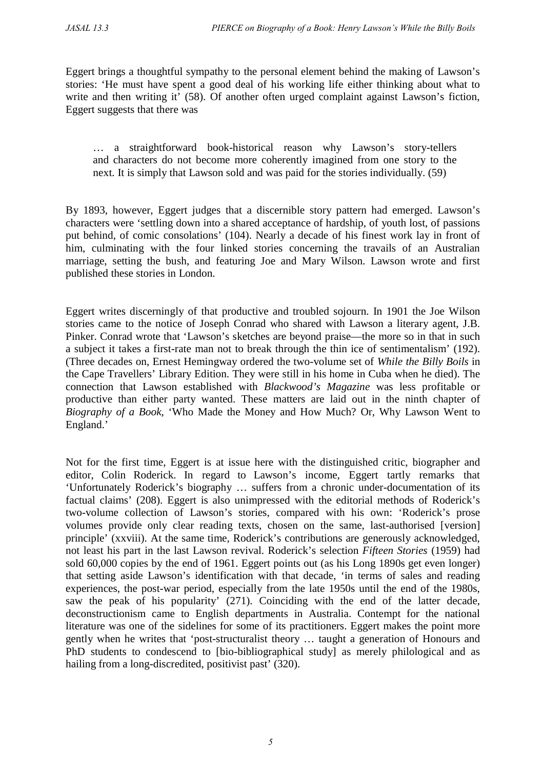Eggert brings a thoughtful sympathy to the personal element behind the making of Lawson's stories: 'He must have spent a good deal of his working life either thinking about what to write and then writing it' (58). Of another often urged complaint against Lawson's fiction, Eggert suggests that there was

> … a straightforward book-historical reason why Lawson's story-tellers and characters do not become more coherently imagined from one story to the next. It is simply that Lawson sold and was paid for the stories individually. (59)

By 1893, however, Eggert judges that a discernible story pattern had emerged. Lawson's characters were 'settling down into a shared acceptance of hardship, of youth lost, of passions put behind, of comic consolations' (104). Nearly a decade of his finest work lay in front of him, culminating with the four linked stories concerning the travails of an Australian marriage, setting the bush, and featuring Joe and Mary Wilson. Lawson wrote and first published these stories in London.

Eggert writes discerningly of that productive and troubled sojourn. In 1901 the Joe Wilson stories came to the notice of Joseph Conrad who shared with Lawson a literary agent, J.B. Pinker. Conrad wrote that 'Lawson's sketches are beyond praise—the more so in that in such a subject it takes a first-rate man not to break through the thin ice of sentimentalism' (192). (Three decades on, Ernest Hemingway ordered the two-volume set of *While the Billy Boils* in the Cape Travellers' Library Edition. They were still in his home in Cuba when he died). The connection that Lawson established with *Blackwood's Magazine* was less profitable or productive than either party wanted. These matters are laid out in the ninth chapter of *Biography of a Book*, 'Who Made the Money and How Much? Or, Why Lawson Went to England.'

Not for the first time, Eggert is at issue here with the distinguished critic, biographer and editor, Colin Roderick. In regard to Lawson's income, Eggert tartly remarks that 'Unfortunately Roderick's biography … suffers from a chronic under-documentation of its factual claims' (208). Eggert is also unimpressed with the editorial methods of Roderick's two-volume collection of Lawson's stories, compared with his own: 'Roderick's prose volumes provide only clear reading texts, chosen on the same, last-authorised [version] principle' (xxviii). At the same time, Roderick's contributions are generously acknowledged, not least his part in the last Lawson revival. Roderick's selection *Fifteen Stories* (1959) had sold 60,000 copies by the end of 1961. Eggert points out (as his Long 1890s get even longer) that setting aside Lawson's identification with that decade, 'in terms of sales and reading experiences, the post-war period, especially from the late 1950s until the end of the 1980s, saw the peak of his popularity' (271). Coinciding with the end of the latter decade, deconstructionism came to English departments in Australia. Contempt for the national literature was one of the sidelines for some of its practitioners. Eggert makes the point more gently when he writes that 'post-structuralist theory … taught a generation of Honours and PhD students to condescend to [bio-bibliographical study] as merely philological and as hailing from a long-discredited, positivist past' (320).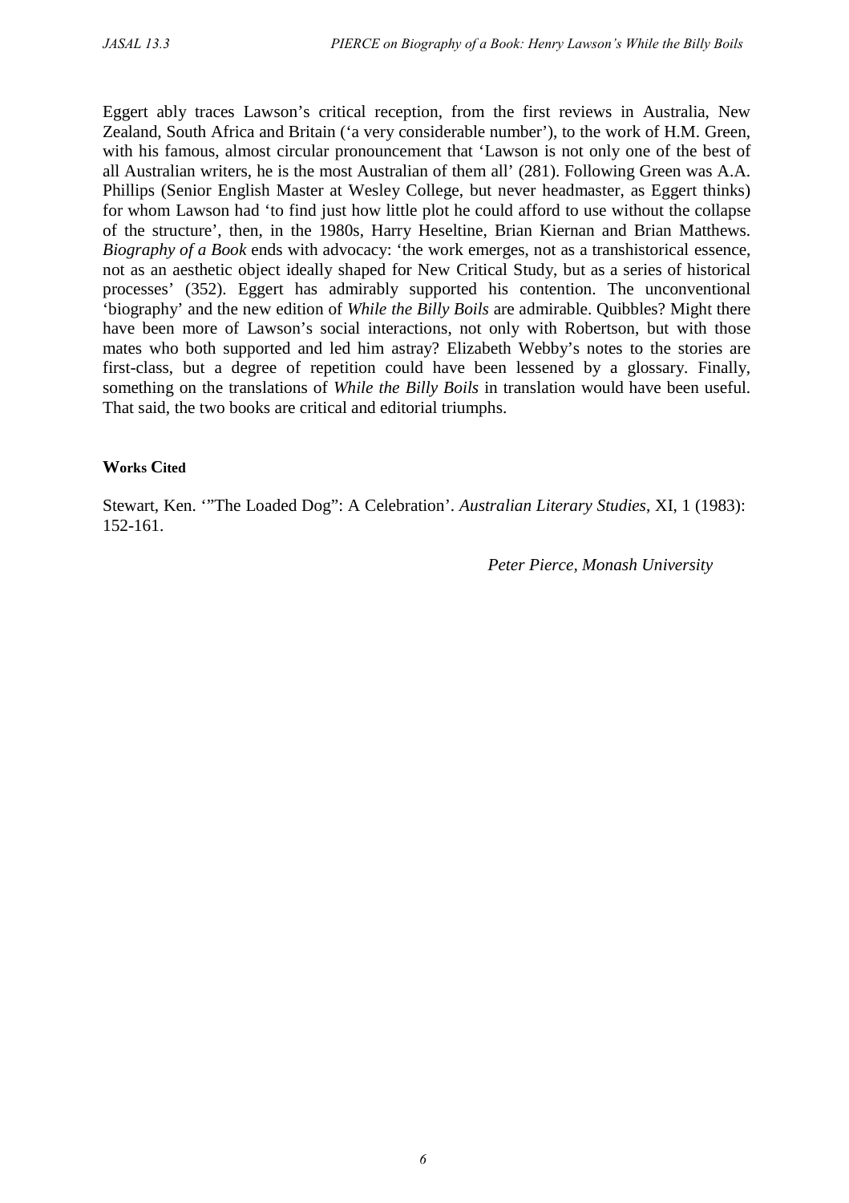Eggert ably traces Lawson's critical reception, from the first reviews in Australia, New Zealand, South Africa and Britain ('a very considerable number'), to the work of H.M. Green, with his famous, almost circular pronouncement that 'Lawson is not only one of the best of all Australian writers, he is the most Australian of them all' (281). Following Green was A.A. Phillips (Senior English Master at Wesley College, but never headmaster, as Eggert thinks) for whom Lawson had 'to find just how little plot he could afford to use without the collapse of the structure', then, in the 1980s, Harry Heseltine, Brian Kiernan and Brian Matthews. *Biography of a Book* ends with advocacy: 'the work emerges, not as a transhistorical essence, not as an aesthetic object ideally shaped for New Critical Study, but as a series of historical processes' (352). Eggert has admirably supported his contention. The unconventional 'biography' and the new edition of *While the Billy Boils* are admirable. Quibbles? Might there have been more of Lawson's social interactions, not only with Robertson, but with those mates who both supported and led him astray? Elizabeth Webby's notes to the stories are first-class, but a degree of repetition could have been lessened by a glossary. Finally, something on the translations of *While the Billy Boils* in translation would have been useful. That said, the two books are critical and editorial triumphs.

### Works Cited

Stewart, Ken. '"The Loaded Dog": A Celebration'. *Australian Literary Studies*, XI, 1 (1983): 152-161.

*Peter Pierce, Monash University*